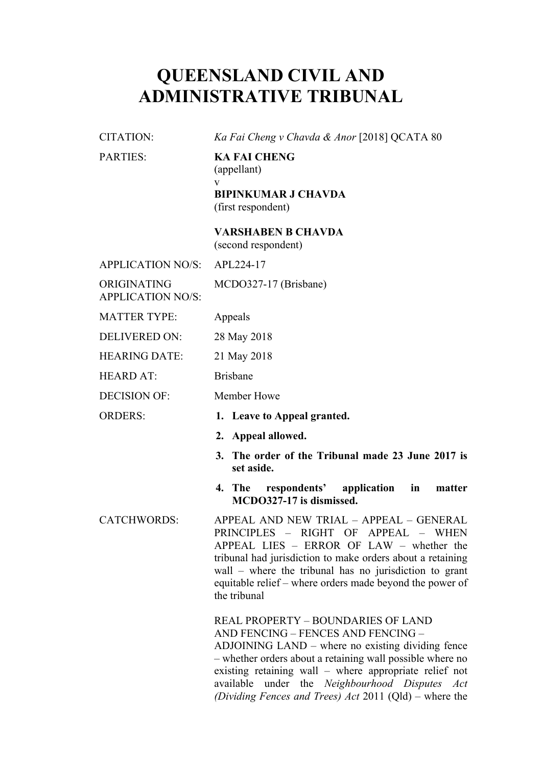# QUEENSLAND CIVIL AND ADMINISTRATIVE TRIBUNAL

| | |
|---|---|
| CITATION: | *Ka Fai Cheng v Chavda & Anor* [2018] QCATA 80 |
| PARTIES: | **KA FAI CHENG**<br>(appellant)<br>v<br>**BIPINKUMAR J CHAVDA**<br>(first respondent)<br><br>**VARSHABEN B CHAVDA**<br>(second respondent) |
| APPLICATION NO/S: | APL224-17 |
| ORIGINATING APPLICATION NO/S: | MCDO327-17 (Brisbane) |
| MATTER TYPE: | Appeals |
| DELIVERED ON: | 28 May 2018 |
| HEARING DATE: | 21 May 2018 |
| HEARD AT: | Brisbane |
| DECISION OF: | Member Howe |
| ORDERS: | **1. Leave to Appeal granted.**<br>**2. Appeal allowed.**<br>**3. The order of the Tribunal made 23 June 2017 is set aside.**<br>**4. The respondents' application in matter MCDO327-17 is dismissed.** |
| CATCHWORDS: | APPEAL AND NEW TRIAL – APPEAL – GENERAL PRINCIPLES – RIGHT OF APPEAL – WHEN APPEAL LIES – ERROR OF LAW – whether the tribunal had jurisdiction to make orders about a retaining wall – where the tribunal has no jurisdiction to grant equitable relief – where orders made beyond the power of the tribunal<br><br>REAL PROPERTY – BOUNDARIES OF LAND AND FENCING – FENCES AND FENCING – ADJOINING LAND – where no existing dividing fence – whether orders about a retaining wall possible where no existing retaining wall – where appropriate relief not available under the *Neighbourhood Disputes Act (Dividing Fences and Trees) Act* 2011 (Qld) – where the |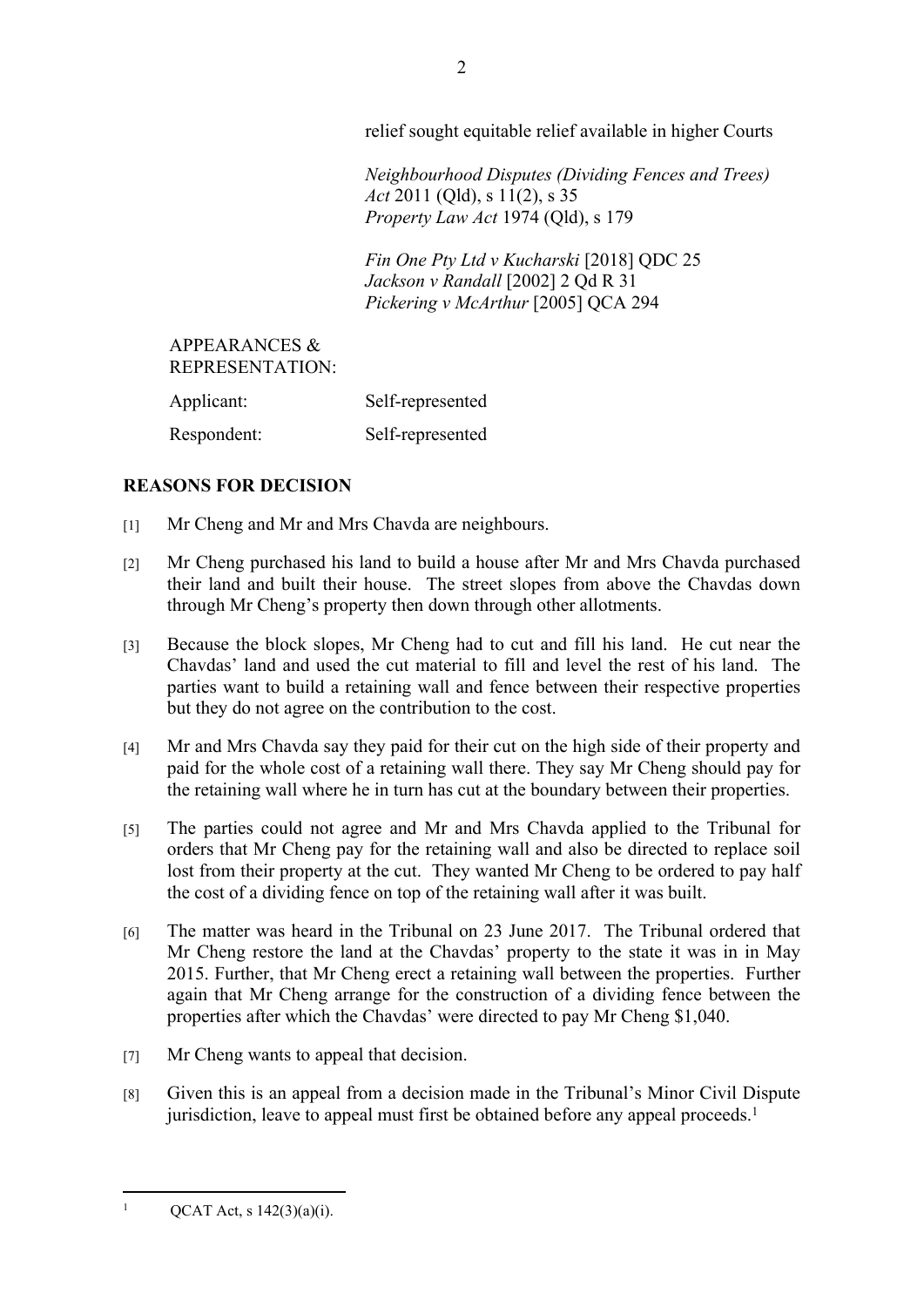relief sought equitable relief available in higher Courts

*Neighbourhood Disputes (Dividing Fences and Trees) Act* 2011 (Qld), s 11(2), s 35
*Property Law Act* 1974 (Qld), s 179

*Fin One Pty Ltd v Kucharski* [2018] QDC 25
*Jackson v Randall* [2002] 2 Qd R 31
*Pickering v McArthur* [2005] QCA 294

APPEARANCES & REPRESENTATION:

| | |
|---|---|
| Applicant: | Self-represented |
| Respondent: | Self-represented |

## REASONS FOR DECISION

[1] Mr Cheng and Mr and Mrs Chavda are neighbours.

[2] Mr Cheng purchased his land to build a house after Mr and Mrs Chavda purchased their land and built their house. The street slopes from above the Chavdas down through Mr Cheng's property then down through other allotments.

[3] Because the block slopes, Mr Cheng had to cut and fill his land. He cut near the Chavdas' land and used the cut material to fill and level the rest of his land. The parties want to build a retaining wall and fence between their respective properties but they do not agree on the contribution to the cost.

[4] Mr and Mrs Chavda say they paid for their cut on the high side of their property and paid for the whole cost of a retaining wall there. They say Mr Cheng should pay for the retaining wall where he in turn has cut at the boundary between their properties.

[5] The parties could not agree and Mr and Mrs Chavda applied to the Tribunal for orders that Mr Cheng pay for the retaining wall and also be directed to replace soil lost from their property at the cut. They wanted Mr Cheng to be ordered to pay half the cost of a dividing fence on top of the retaining wall after it was built.

[6] The matter was heard in the Tribunal on 23 June 2017. The Tribunal ordered that Mr Cheng restore the land at the Chavdas' property to the state it was in in May 2015. Further, that Mr Cheng erect a retaining wall between the properties. Further again that Mr Cheng arrange for the construction of a dividing fence between the properties after which the Chavdas' were directed to pay Mr Cheng $1,040.

[7] Mr Cheng wants to appeal that decision.

[8] Given this is an appeal from a decision made in the Tribunal's Minor Civil Dispute jurisdiction, leave to appeal must first be obtained before any appeal proceeds.[1]

[1] QCAT Act, s 142(3)(a)(i).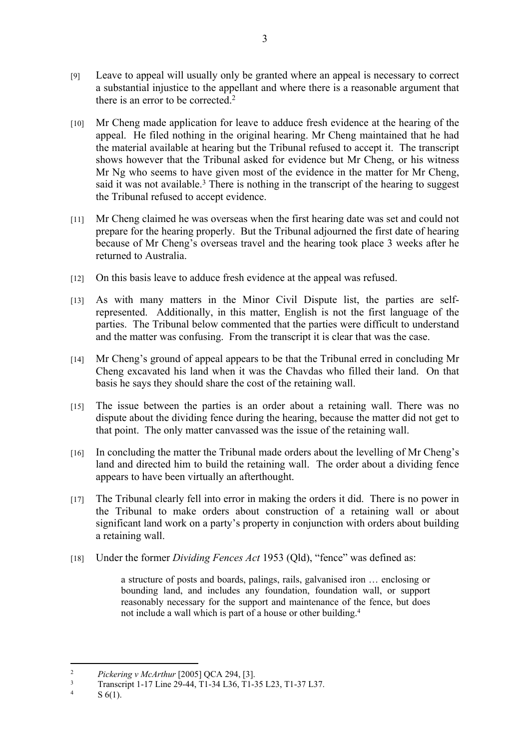[9] Leave to appeal will usually only be granted where an appeal is necessary to correct a substantial injustice to the appellant and where there is a reasonable argument that there is an error to be corrected.[2]

[10] Mr Cheng made application for leave to adduce fresh evidence at the hearing of the appeal. He filed nothing in the original hearing. Mr Cheng maintained that he had the material available at hearing but the Tribunal refused to accept it. The transcript shows however that the Tribunal asked for evidence but Mr Cheng, or his witness Mr Ng who seems to have given most of the evidence in the matter for Mr Cheng, said it was not available.[3] There is nothing in the transcript of the hearing to suggest the Tribunal refused to accept evidence.

[11] Mr Cheng claimed he was overseas when the first hearing date was set and could not prepare for the hearing properly. But the Tribunal adjourned the first date of hearing because of Mr Cheng's overseas travel and the hearing took place 3 weeks after he returned to Australia.

[12] On this basis leave to adduce fresh evidence at the appeal was refused.

[13] As with many matters in the Minor Civil Dispute list, the parties are self-represented. Additionally, in this matter, English is not the first language of the parties. The Tribunal below commented that the parties were difficult to understand and the matter was confusing. From the transcript it is clear that was the case.

[14] Mr Cheng's ground of appeal appears to be that the Tribunal erred in concluding Mr Cheng excavated his land when it was the Chavdas who filled their land. On that basis he says they should share the cost of the retaining wall.

[15] The issue between the parties is an order about a retaining wall. There was no dispute about the dividing fence during the hearing, because the matter did not get to that point. The only matter canvassed was the issue of the retaining wall.

[16] In concluding the matter the Tribunal made orders about the levelling of Mr Cheng's land and directed him to build the retaining wall. The order about a dividing fence appears to have been virtually an afterthought.

[17] The Tribunal clearly fell into error in making the orders it did. There is no power in the Tribunal to make orders about construction of a retaining wall or about significant land work on a party's property in conjunction with orders about building a retaining wall.

[18] Under the former *Dividing Fences Act* 1953 (Qld), "fence" was defined as:

> a structure of posts and boards, palings, rails, galvanised iron … enclosing or bounding land, and includes any foundation, foundation wall, or support reasonably necessary for the support and maintenance of the fence, but does not include a wall which is part of a house or other building.[4]

---

[2] *Pickering v McArthur* [2005] QCA 294, [3].

[3] Transcript 1-17 Line 29-44, T1-34 L36, T1-35 L23, T1-37 L37.

[4] S 6(1).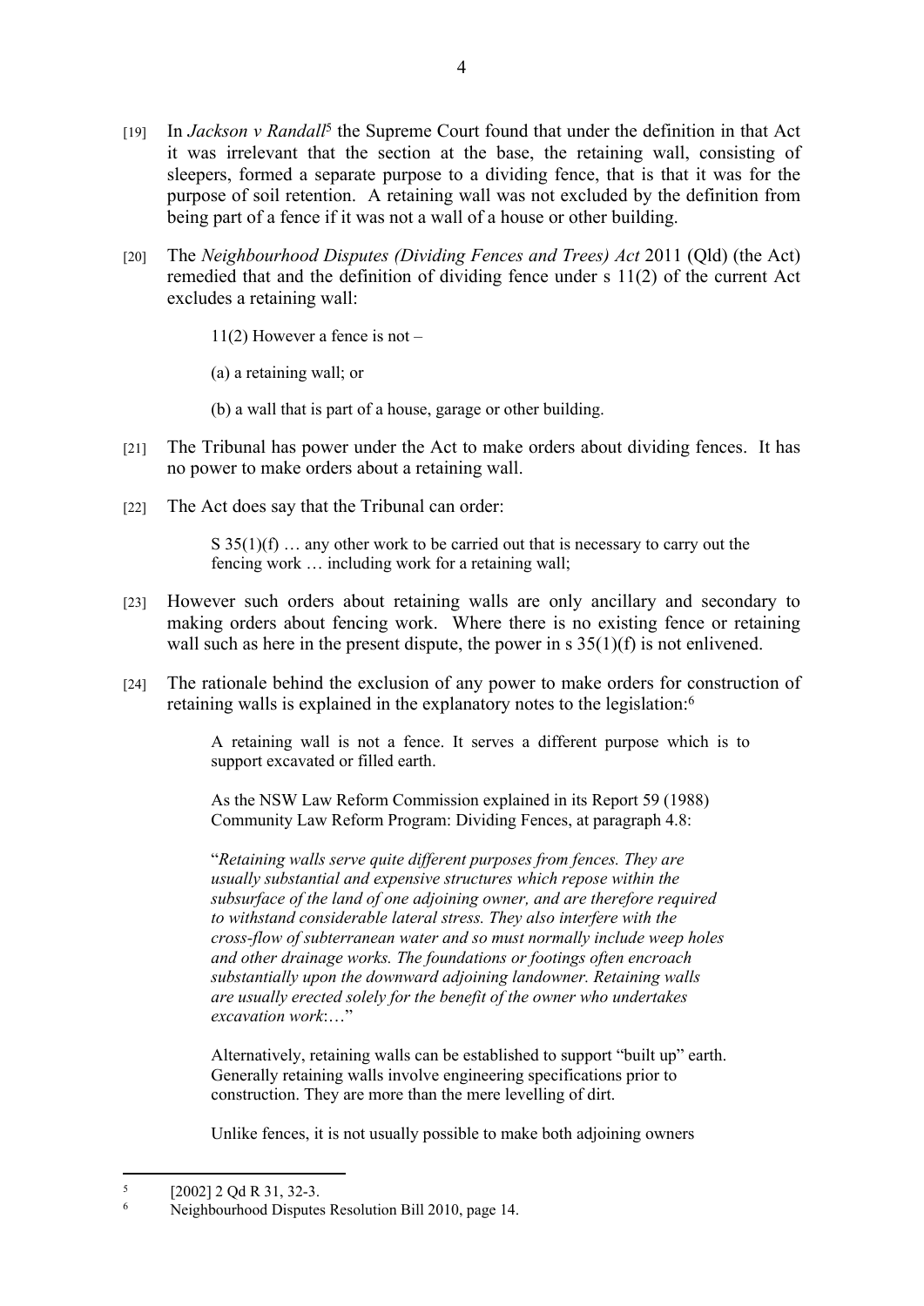[19] In *Jackson v Randall*[5] the Supreme Court found that under the definition in that Act it was irrelevant that the section at the base, the retaining wall, consisting of sleepers, formed a separate purpose to a dividing fence, that is that it was for the purpose of soil retention. A retaining wall was not excluded by the definition from being part of a fence if it was not a wall of a house or other building.

[20] The *Neighbourhood Disputes (Dividing Fences and Trees) Act* 2011 (Qld) (the Act) remedied that and the definition of dividing fence under s 11(2) of the current Act excludes a retaining wall:

> 11(2) However a fence is not –
>
> (a) a retaining wall; or
>
> (b) a wall that is part of a house, garage or other building.

[21] The Tribunal has power under the Act to make orders about dividing fences. It has no power to make orders about a retaining wall.

[22] The Act does say that the Tribunal can order:

> S 35(1)(f) … any other work to be carried out that is necessary to carry out the fencing work … including work for a retaining wall;

[23] However such orders about retaining walls are only ancillary and secondary to making orders about fencing work. Where there is no existing fence or retaining wall such as here in the present dispute, the power in s 35(1)(f) is not enlivened.

[24] The rationale behind the exclusion of any power to make orders for construction of retaining walls is explained in the explanatory notes to the legislation:[6]

> A retaining wall is not a fence. It serves a different purpose which is to support excavated or filled earth.
>
> As the NSW Law Reform Commission explained in its Report 59 (1988) Community Law Reform Program: Dividing Fences, at paragraph 4.8:
>
> "*Retaining walls serve quite different purposes from fences. They are usually substantial and expensive structures which repose within the subsurface of the land of one adjoining owner, and are therefore required to withstand considerable lateral stress. They also interfere with the cross-flow of subterranean water and so must normally include weep holes and other drainage works. The foundations or footings often encroach substantially upon the downward adjoining landowner. Retaining walls are usually erected solely for the benefit of the owner who undertakes excavation work*:…"
>
> Alternatively, retaining walls can be established to support "built up" earth. Generally retaining walls involve engineering specifications prior to construction. They are more than the mere levelling of dirt.
>
> Unlike fences, it is not usually possible to make both adjoining owners

---

[5] [2002] 2 Qd R 31, 32-3.

[6] Neighbourhood Disputes Resolution Bill 2010, page 14.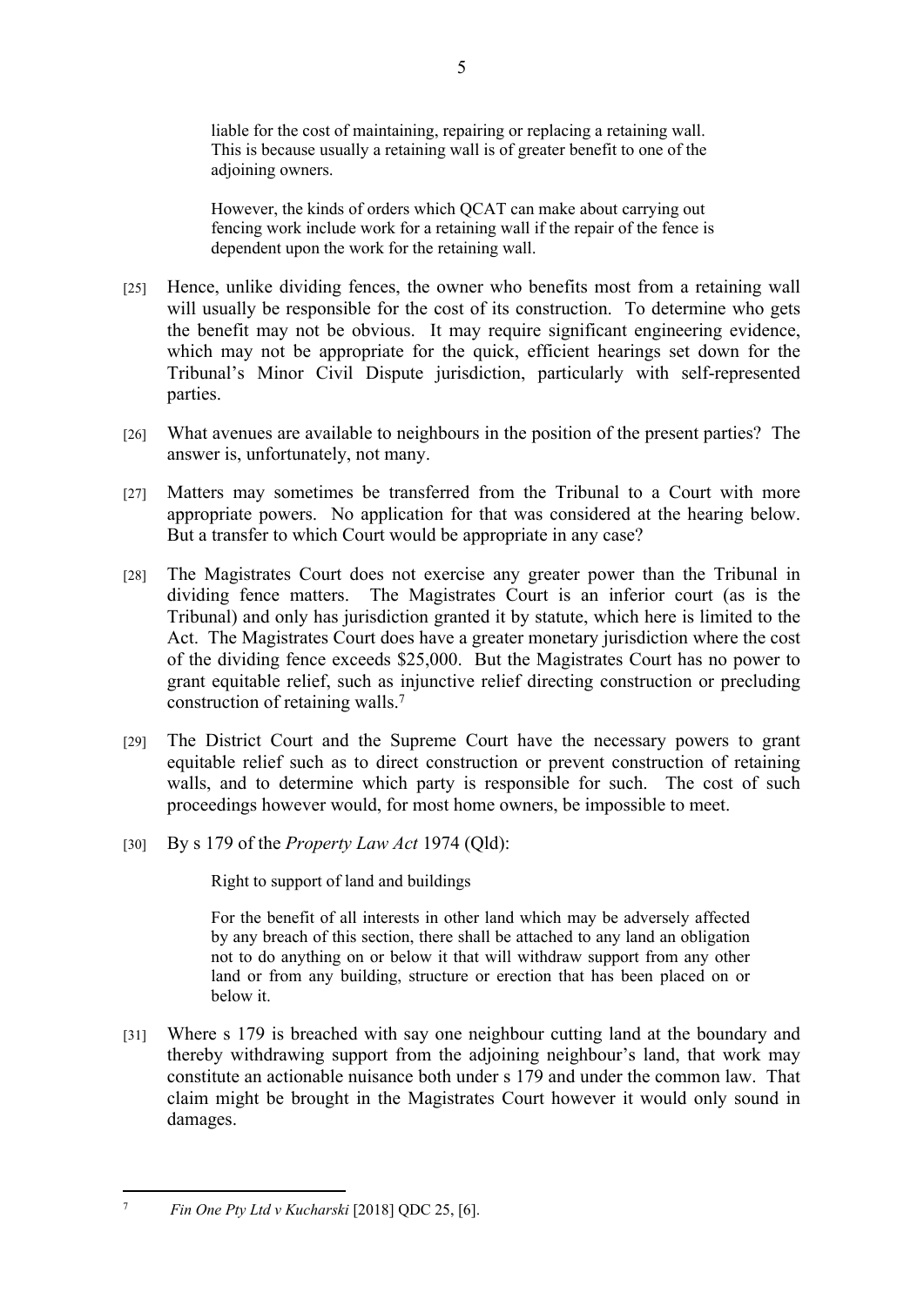> liable for the cost of maintaining, repairing or replacing a retaining wall. This is because usually a retaining wall is of greater benefit to one of the adjoining owners.
>
> However, the kinds of orders which QCAT can make about carrying out fencing work include work for a retaining wall if the repair of the fence is dependent upon the work for the retaining wall.

[25] Hence, unlike dividing fences, the owner who benefits most from a retaining wall will usually be responsible for the cost of its construction. To determine who gets the benefit may not be obvious. It may require significant engineering evidence, which may not be appropriate for the quick, efficient hearings set down for the Tribunal's Minor Civil Dispute jurisdiction, particularly with self-represented parties.

[26] What avenues are available to neighbours in the position of the present parties? The answer is, unfortunately, not many.

[27] Matters may sometimes be transferred from the Tribunal to a Court with more appropriate powers. No application for that was considered at the hearing below. But a transfer to which Court would be appropriate in any case?

[28] The Magistrates Court does not exercise any greater power than the Tribunal in dividing fence matters. The Magistrates Court is an inferior court (as is the Tribunal) and only has jurisdiction granted it by statute, which here is limited to the Act. The Magistrates Court does have a greater monetary jurisdiction where the cost of the dividing fence exceeds $25,000. But the Magistrates Court has no power to grant equitable relief, such as injunctive relief directing construction or precluding construction of retaining walls.[7]

[29] The District Court and the Supreme Court have the necessary powers to grant equitable relief such as to direct construction or prevent construction of retaining walls, and to determine which party is responsible for such. The cost of such proceedings however would, for most home owners, be impossible to meet.

[30] By s 179 of the *Property Law Act* 1974 (Qld):

> Right to support of land and buildings
>
> For the benefit of all interests in other land which may be adversely affected by any breach of this section, there shall be attached to any land an obligation not to do anything on or below it that will withdraw support from any other land or from any building, structure or erection that has been placed on or below it.

[31] Where s 179 is breached with say one neighbour cutting land at the boundary and thereby withdrawing support from the adjoining neighbour's land, that work may constitute an actionable nuisance both under s 179 and under the common law. That claim might be brought in the Magistrates Court however it would only sound in damages.

---

[7] *Fin One Pty Ltd v Kucharski* [2018] QDC 25, [6].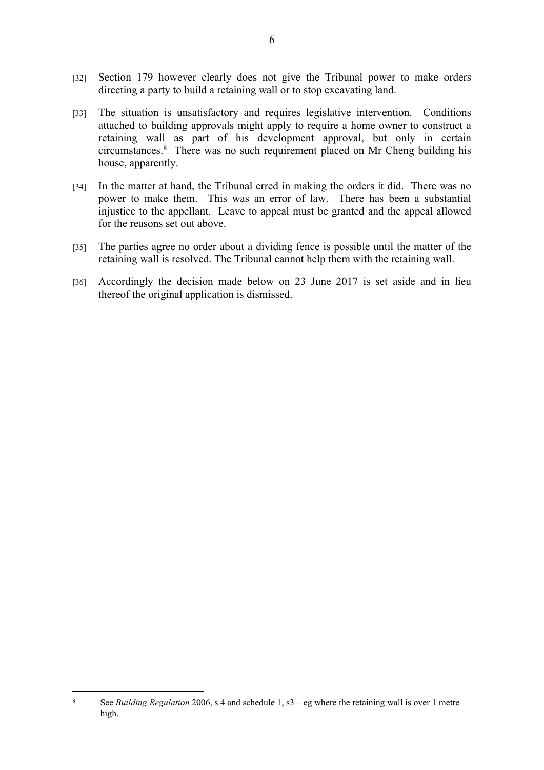[32] Section 179 however clearly does not give the Tribunal power to make orders directing a party to build a retaining wall or to stop excavating land.

[33] The situation is unsatisfactory and requires legislative intervention. Conditions attached to building approvals might apply to require a home owner to construct a retaining wall as part of his development approval, but only in certain circumstances.[8] There was no such requirement placed on Mr Cheng building his house, apparently.

[34] In the matter at hand, the Tribunal erred in making the orders it did. There was no power to make them. This was an error of law. There has been a substantial injustice to the appellant. Leave to appeal must be granted and the appeal allowed for the reasons set out above.

[35] The parties agree no order about a dividing fence is possible until the matter of the retaining wall is resolved. The Tribunal cannot help them with the retaining wall.

[36] Accordingly the decision made below on 23 June 2017 is set aside and in lieu thereof the original application is dismissed.

---

[8] See *Building Regulation* 2006, s 4 and schedule 1, s3 – eg where the retaining wall is over 1 metre high.